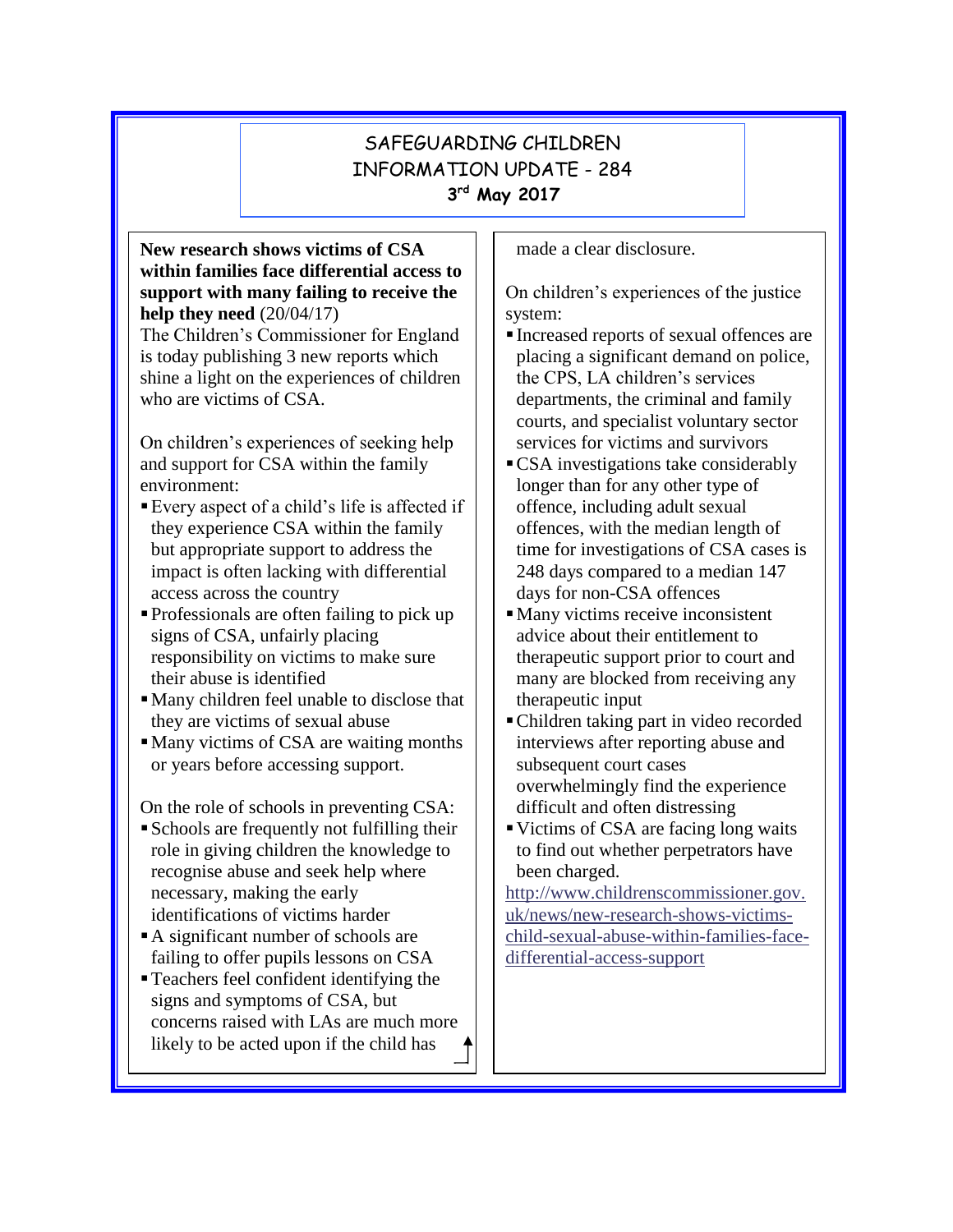# SAFEGUARDING CHILDREN INFORMATION UPDATE - 284

**3rd May 2017**

**New research shows victims of CSA within families face differential access to support with many failing to receive the help they need** (20/04/17)

The Children's Commissioner for England is today publishing 3 new reports which shine a light on the experiences of children who are victims of CSA.

On children's experiences of seeking help and support for CSA within the family environment:

- Every aspect of a child's life is affected if they experience CSA within the family but appropriate support to address the impact is often lacking with differential access across the country
- Professionals are often failing to pick up signs of CSA, unfairly placing responsibility on victims to make sure their abuse is identified
- Many children feel unable to disclose that they are victims of sexual abuse
- Many victims of CSA are waiting months or years before accessing support.

On the role of schools in preventing CSA:

- Schools are frequently not fulfilling their role in giving children the knowledge to recognise abuse and seek help where necessary, making the early identifications of victims harder
- A significant number of schools are failing to offer pupils lessons on CSA
- Teachers feel confident identifying the signs and symptoms of CSA, but concerns raised with LAs are much more likely to be acted upon if the child has made a clear disclosure.

On children's experiences of the justice system:

- Increased reports of sexual offences are placing a significant demand on police, the CPS, LA children's services departments, the criminal and family courts, and specialist voluntary sector services for victims and survivors
- CSA investigations take considerably longer than for any other type of offence, including adult sexual offences, with the median length of time for investigations of CSA cases is 248 days compared to a median 147 days for non-CSA offences
- Many victims receive inconsistent advice about their entitlement to therapeutic support prior to court and many are blocked from receiving any therapeutic input
- Children taking part in video recorded interviews after reporting abuse and subsequent court cases overwhelmingly find the experience difficult and often distressing
- Victims of CSA are facing long waits to find out whether perpetrators have been charged.

http://www.childrenscommissioner.gov.uk/news/new-research-shows-victims-child-sexual-abuse-within-families-face-differential-access-support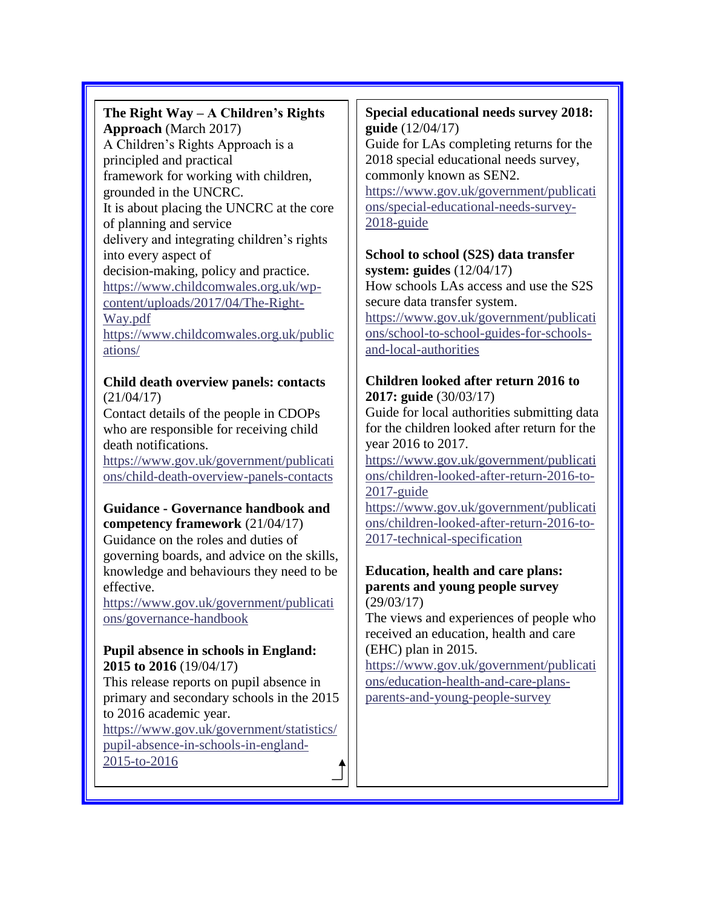**The Right Way – A Children's Rights Approach** (March 2017)
A Children's Rights Approach is a principled and practical framework for working with children, grounded in the UNCRC.
It is about placing the UNCRC at the core of planning and service delivery and integrating children's rights into every aspect of decision-making, policy and practice.
https://www.childcomwales.org.uk/wp-content/uploads/2017/04/The-Right-Way.pdf
https://www.childcomwales.org.uk/publications/

**Child death overview panels: contacts** (21/04/17)
Contact details of the people in CDOPs who are responsible for receiving child death notifications.
https://www.gov.uk/government/publications/child-death-overview-panels-contacts

**Guidance - Governance handbook and competency framework** (21/04/17)
Guidance on the roles and duties of governing boards, and advice on the skills, knowledge and behaviours they need to be effective.
https://www.gov.uk/government/publications/governance-handbook

**Pupil absence in schools in England: 2015 to 2016** (19/04/17)
This release reports on pupil absence in primary and secondary schools in the 2015 to 2016 academic year.
https://www.gov.uk/government/statistics/pupil-absence-in-schools-in-england-2015-to-2016

**Special educational needs survey 2018: guide** (12/04/17)
Guide for LAs completing returns for the 2018 special educational needs survey, commonly known as SEN2.
https://www.gov.uk/government/publications/special-educational-needs-survey-2018-guide

**School to school (S2S) data transfer system: guides** (12/04/17)
How schools LAs access and use the S2S secure data transfer system.
https://www.gov.uk/government/publications/school-to-school-guides-for-schools-and-local-authorities

**Children looked after return 2016 to 2017: guide** (30/03/17)
Guide for local authorities submitting data for the children looked after return for the year 2016 to 2017.
https://www.gov.uk/government/publications/children-looked-after-return-2016-to-2017-guide
https://www.gov.uk/government/publications/children-looked-after-return-2016-to-2017-technical-specification

**Education, health and care plans: parents and young people survey** (29/03/17)
The views and experiences of people who received an education, health and care (EHC) plan in 2015.
https://www.gov.uk/government/publications/education-health-and-care-plans-parents-and-young-people-survey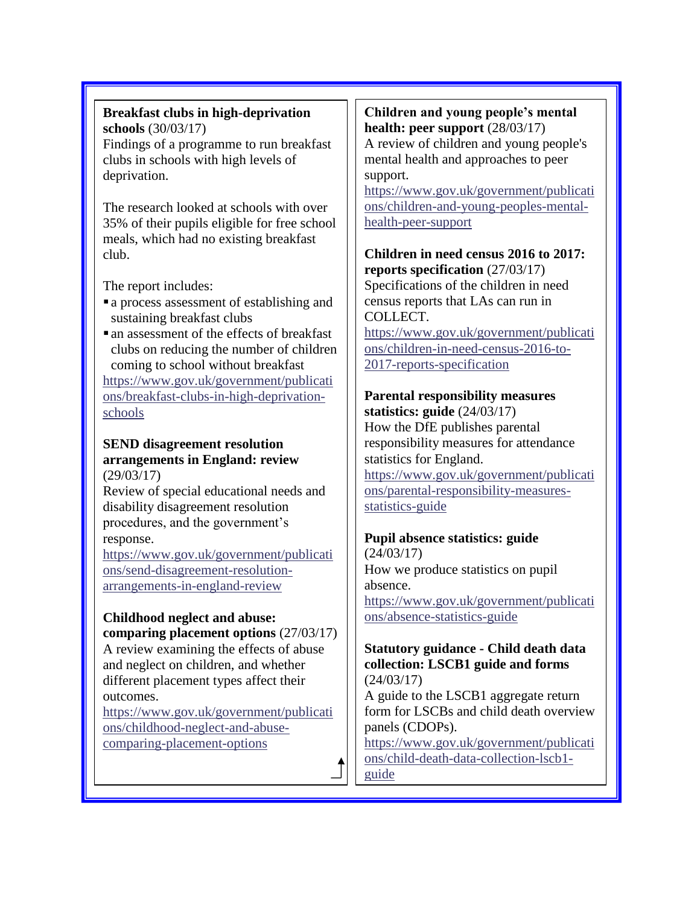**Breakfast clubs in high-deprivation schools** (30/03/17)
Findings of a programme to run breakfast clubs in schools with high levels of deprivation.

The research looked at schools with over 35% of their pupils eligible for free school meals, which had no existing breakfast club.

The report includes:

- a process assessment of establishing and sustaining breakfast clubs
- an assessment of the effects of breakfast clubs on reducing the number of children coming to school without breakfast

https://www.gov.uk/government/publications/breakfast-clubs-in-high-deprivation-schools

**SEND disagreement resolution arrangements in England: review** (29/03/17)
Review of special educational needs and disability disagreement resolution procedures, and the government's response.
https://www.gov.uk/government/publications/send-disagreement-resolution-arrangements-in-england-review

**Childhood neglect and abuse: comparing placement options** (27/03/17)
A review examining the effects of abuse and neglect on children, and whether different placement types affect their outcomes.
https://www.gov.uk/government/publications/childhood-neglect-and-abuse-comparing-placement-options

**Children and young people's mental health: peer support** (28/03/17)
A review of children and young people's mental health and approaches to peer support.
https://www.gov.uk/government/publications/children-and-young-peoples-mental-health-peer-support

**Children in need census 2016 to 2017: reports specification** (27/03/17)
Specifications of the children in need census reports that LAs can run in COLLECT.
https://www.gov.uk/government/publications/children-in-need-census-2016-to-2017-reports-specification

**Parental responsibility measures statistics: guide** (24/03/17)
How the DfE publishes parental responsibility measures for attendance statistics for England.
https://www.gov.uk/government/publications/parental-responsibility-measures-statistics-guide

**Pupil absence statistics: guide** (24/03/17)
How we produce statistics on pupil absence.
https://www.gov.uk/government/publications/absence-statistics-guide

**Statutory guidance - Child death data collection: LSCB1 guide and forms** (24/03/17)
A guide to the LSCB1 aggregate return form for LSCBs and child death overview panels (CDOPs).
https://www.gov.uk/government/publications/child-death-data-collection-lscb1-guide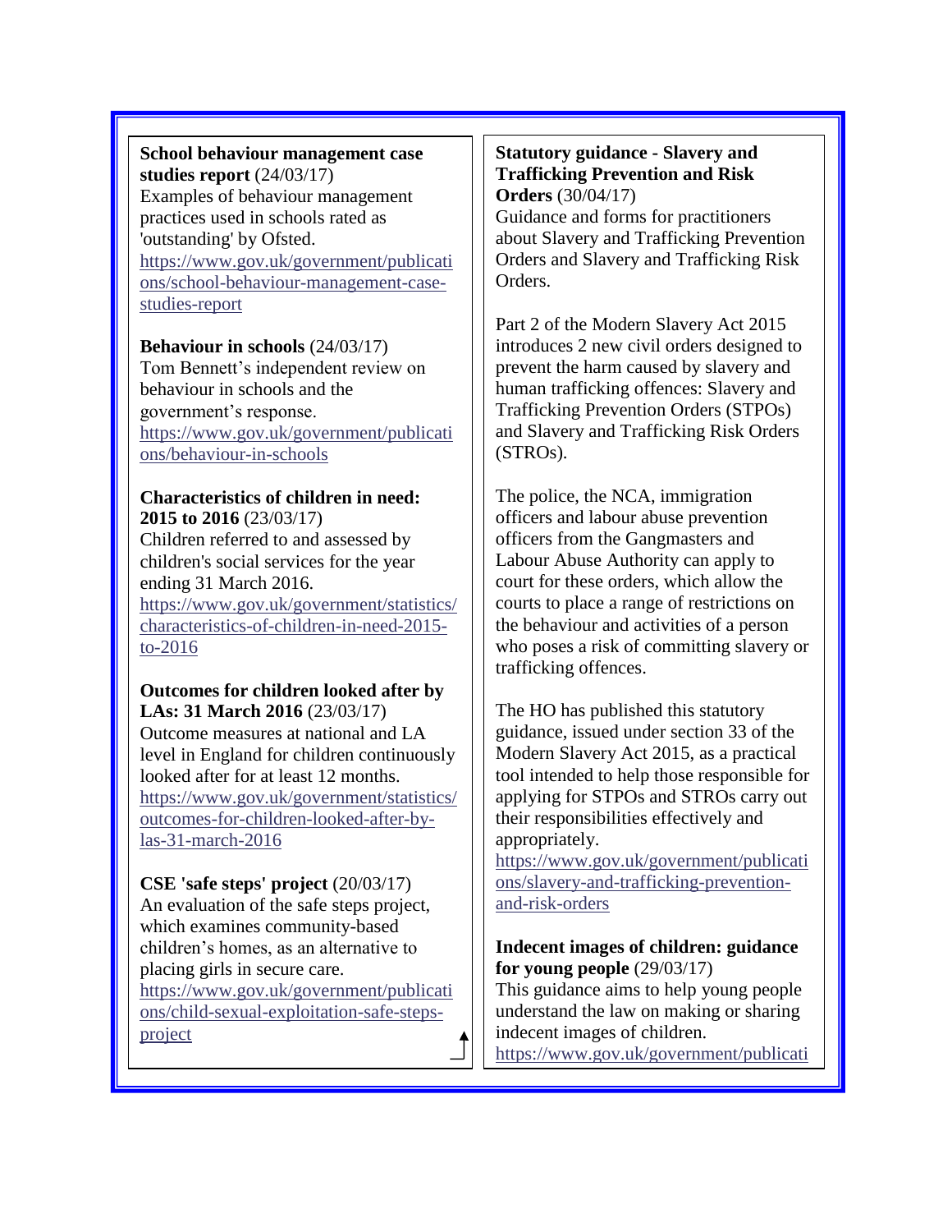**School behaviour management case studies report** (24/03/17)
Examples of behaviour management practices used in schools rated as 'outstanding' by Ofsted.
https://www.gov.uk/government/publications/school-behaviour-management-case-studies-report

**Behaviour in schools** (24/03/17)
Tom Bennett's independent review on behaviour in schools and the government's response.
https://www.gov.uk/government/publications/behaviour-in-schools

**Characteristics of children in need: 2015 to 2016** (23/03/17)
Children referred to and assessed by children's social services for the year ending 31 March 2016.
https://www.gov.uk/government/statistics/characteristics-of-children-in-need-2015-to-2016

**Outcomes for children looked after by LAs: 31 March 2016** (23/03/17)
Outcome measures at national and LA level in England for children continuously looked after for at least 12 months.
https://www.gov.uk/government/statistics/outcomes-for-children-looked-after-by-las-31-march-2016

**CSE 'safe steps' project** (20/03/17)
An evaluation of the safe steps project, which examines community-based children's homes, as an alternative to placing girls in secure care.
https://www.gov.uk/government/publications/child-sexual-exploitation-safe-steps-project

**Statutory guidance - Slavery and Trafficking Prevention and Risk Orders** (30/04/17)
Guidance and forms for practitioners about Slavery and Trafficking Prevention Orders and Slavery and Trafficking Risk Orders.

Part 2 of the Modern Slavery Act 2015 introduces 2 new civil orders designed to prevent the harm caused by slavery and human trafficking offences: Slavery and Trafficking Prevention Orders (STPOs) and Slavery and Trafficking Risk Orders (STROs).

The police, the NCA, immigration officers and labour abuse prevention officers from the Gangmasters and Labour Abuse Authority can apply to court for these orders, which allow the courts to place a range of restrictions on the behaviour and activities of a person who poses a risk of committing slavery or trafficking offences.

The HO has published this statutory guidance, issued under section 33 of the Modern Slavery Act 2015, as a practical tool intended to help those responsible for applying for STPOs and STROs carry out their responsibilities effectively and appropriately.
https://www.gov.uk/government/publications/slavery-and-trafficking-prevention-and-risk-orders

**Indecent images of children: guidance for young people** (29/03/17)
This guidance aims to help young people understand the law on making or sharing indecent images of children.
https://www.gov.uk/government/publicati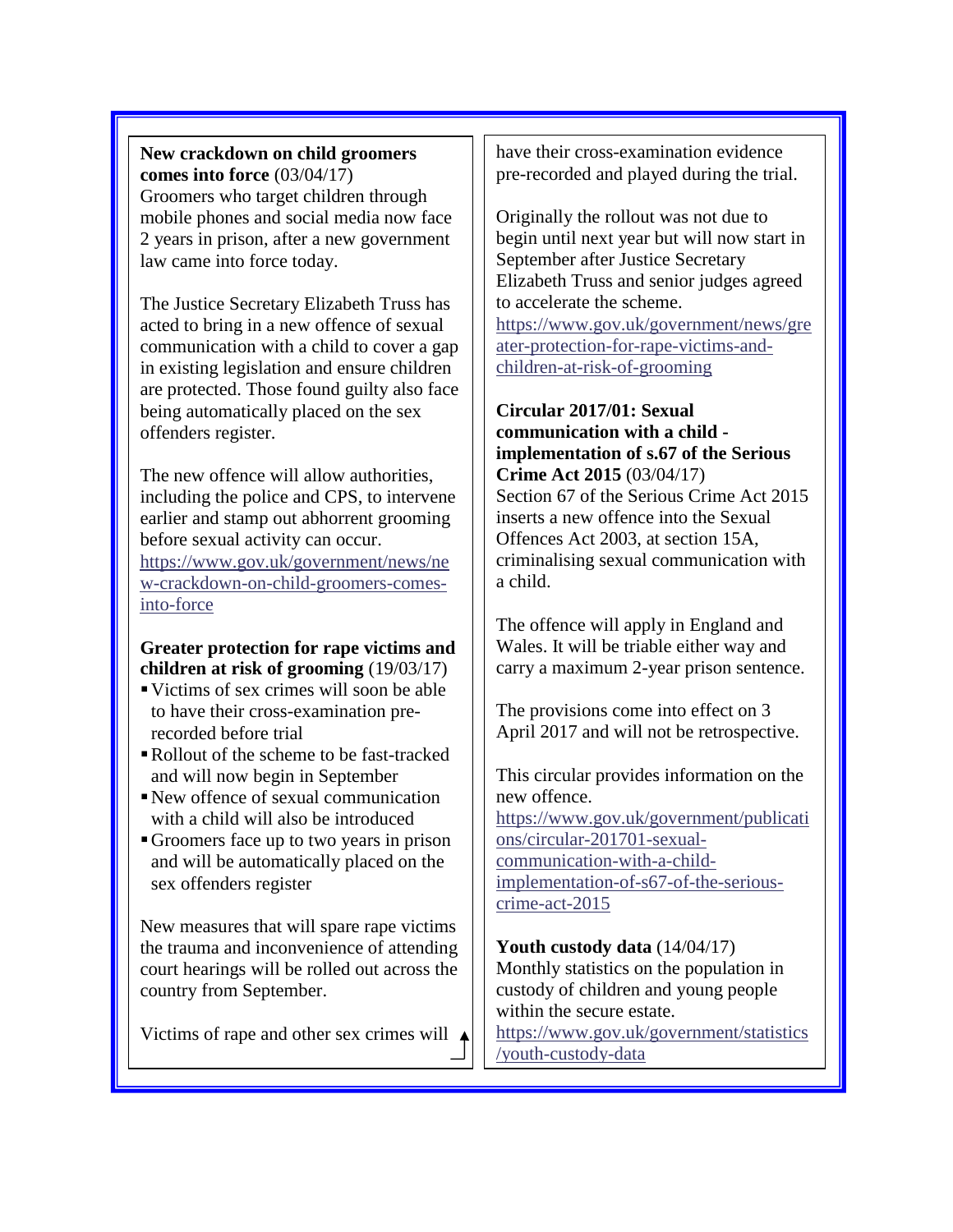**New crackdown on child groomers comes into force** (03/04/17)
Groomers who target children through mobile phones and social media now face 2 years in prison, after a new government law came into force today.

The Justice Secretary Elizabeth Truss has acted to bring in a new offence of sexual communication with a child to cover a gap in existing legislation and ensure children are protected. Those found guilty also face being automatically placed on the sex offenders register.

The new offence will allow authorities, including the police and CPS, to intervene earlier and stamp out abhorrent grooming before sexual activity can occur.
https://www.gov.uk/government/news/new-crackdown-on-child-groomers-comes-into-force

**Greater protection for rape victims and children at risk of grooming** (19/03/17)

- Victims of sex crimes will soon be able to have their cross-examination pre-recorded before trial
- Rollout of the scheme to be fast-tracked and will now begin in September
- New offence of sexual communication with a child will also be introduced
- Groomers face up to two years in prison and will be automatically placed on the sex offenders register

New measures that will spare rape victims the trauma and inconvenience of attending court hearings will be rolled out across the country from September.

Victims of rape and other sex crimes will have their cross-examination evidence pre-recorded and played during the trial.

Originally the rollout was not due to begin until next year but will now start in September after Justice Secretary Elizabeth Truss and senior judges agreed to accelerate the scheme.
https://www.gov.uk/government/news/greater-protection-for-rape-victims-and-children-at-risk-of-grooming

**Circular 2017/01: Sexual communication with a child - implementation of s.67 of the Serious Crime Act 2015** (03/04/17)
Section 67 of the Serious Crime Act 2015 inserts a new offence into the Sexual Offences Act 2003, at section 15A, criminalising sexual communication with a child.

The offence will apply in England and Wales. It will be triable either way and carry a maximum 2-year prison sentence.

The provisions come into effect on 3 April 2017 and will not be retrospective.

This circular provides information on the new offence.
https://www.gov.uk/government/publications/circular-201701-sexual-communication-with-a-child-implementation-of-s67-of-the-serious-crime-act-2015

**Youth custody data** (14/04/17)
Monthly statistics on the population in custody of children and young people within the secure estate.
https://www.gov.uk/government/statistics/youth-custody-data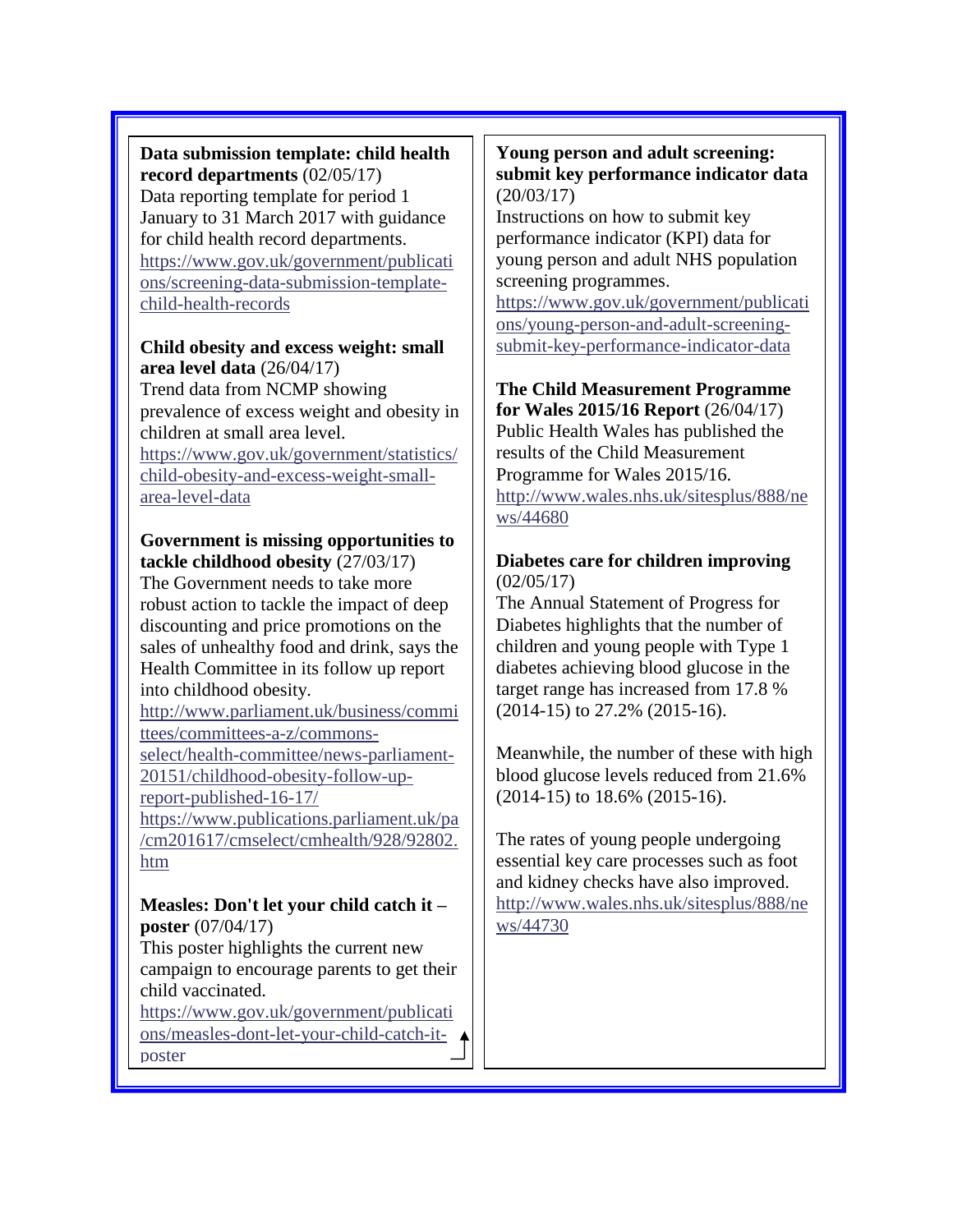**Data submission template: child health record departments** (02/05/17)
Data reporting template for period 1 January to 31 March 2017 with guidance for child health record departments.
https://www.gov.uk/government/publications/screening-data-submission-template-child-health-records

**Child obesity and excess weight: small area level data** (26/04/17)
Trend data from NCMP showing prevalence of excess weight and obesity in children at small area level.
https://www.gov.uk/government/statistics/child-obesity-and-excess-weight-small-area-level-data

**Government is missing opportunities to tackle childhood obesity** (27/03/17)
The Government needs to take more robust action to tackle the impact of deep discounting and price promotions on the sales of unhealthy food and drink, says the Health Committee in its follow up report into childhood obesity.
http://www.parliament.uk/business/committees/committees-a-z/commons-select/health-committee/news-parliament-20151/childhood-obesity-follow-up-report-published-16-17/
https://www.publications.parliament.uk/pa/cm201617/cmselect/cmhealth/928/92802.htm

**Measles: Don't let your child catch it – poster** (07/04/17)
This poster highlights the current new campaign to encourage parents to get their child vaccinated.
https://www.gov.uk/government/publications/measles-dont-let-your-child-catch-it-poster

**Young person and adult screening: submit key performance indicator data** (20/03/17)
Instructions on how to submit key performance indicator (KPI) data for young person and adult NHS population screening programmes.
https://www.gov.uk/government/publications/young-person-and-adult-screening-submit-key-performance-indicator-data

**The Child Measurement Programme for Wales 2015/16 Report** (26/04/17)
Public Health Wales has published the results of the Child Measurement Programme for Wales 2015/16.
http://www.wales.nhs.uk/sitesplus/888/news/44680

**Diabetes care for children improving** (02/05/17)
The Annual Statement of Progress for Diabetes highlights that the number of children and young people with Type 1 diabetes achieving blood glucose in the target range has increased from 17.8 % (2014-15) to 27.2% (2015-16).

Meanwhile, the number of these with high blood glucose levels reduced from 21.6% (2014-15) to 18.6% (2015-16).

The rates of young people undergoing essential key care processes such as foot and kidney checks have also improved.
http://www.wales.nhs.uk/sitesplus/888/news/44730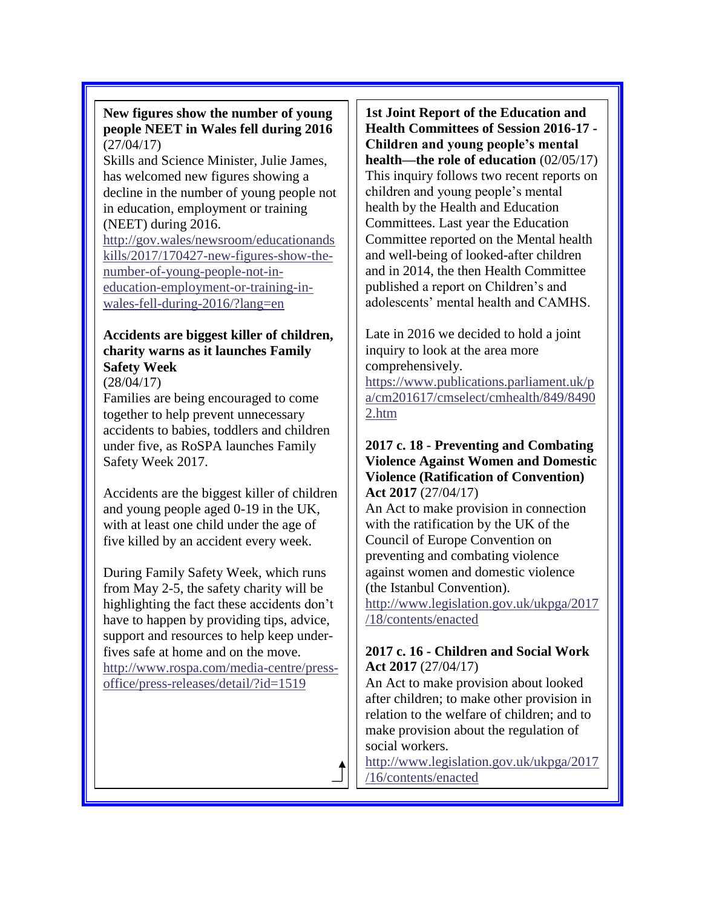**New figures show the number of young people NEET in Wales fell during 2016** (27/04/17)

Skills and Science Minister, Julie James, has welcomed new figures showing a decline in the number of young people not in education, employment or training (NEET) during 2016.

http://gov.wales/newsroom/educationandskills/2017/170427-new-figures-show-the-number-of-young-people-not-in-education-employment-or-training-in-wales-fell-during-2016/?lang=en

**Accidents are biggest killer of children, charity warns as it launches Family Safety Week** (28/04/17)

Families are being encouraged to come together to help prevent unnecessary accidents to babies, toddlers and children under five, as RoSPA launches Family Safety Week 2017.

Accidents are the biggest killer of children and young people aged 0-19 in the UK, with at least one child under the age of five killed by an accident every week.

During Family Safety Week, which runs from May 2-5, the safety charity will be highlighting the fact these accidents don't have to happen by providing tips, advice, support and resources to help keep under-fives safe at home and on the move.

http://www.rospa.com/media-centre/press-office/press-releases/detail/?id=1519

**1st Joint Report of the Education and Health Committees of Session 2016-17 - Children and young people's mental health—the role of education** (02/05/17)

This inquiry follows two recent reports on children and young people's mental health by the Health and Education Committees. Last year the Education Committee reported on the Mental health and well-being of looked-after children and in 2014, the then Health Committee published a report on Children's and adolescents' mental health and CAMHS.

Late in 2016 we decided to hold a joint inquiry to look at the area more comprehensively.

https://www.publications.parliament.uk/pa/cm201617/cmselect/cmhealth/849/84902.htm

**2017 c. 18 - Preventing and Combating Violence Against Women and Domestic Violence (Ratification of Convention) Act 2017** (27/04/17)

An Act to make provision in connection with the ratification by the UK of the Council of Europe Convention on preventing and combating violence against women and domestic violence (the Istanbul Convention).

http://www.legislation.gov.uk/ukpga/2017/18/contents/enacted

**2017 c. 16 - Children and Social Work Act 2017** (27/04/17)

An Act to make provision about looked after children; to make other provision in relation to the welfare of children; and to make provision about the regulation of social workers.

http://www.legislation.gov.uk/ukpga/2017/16/contents/enacted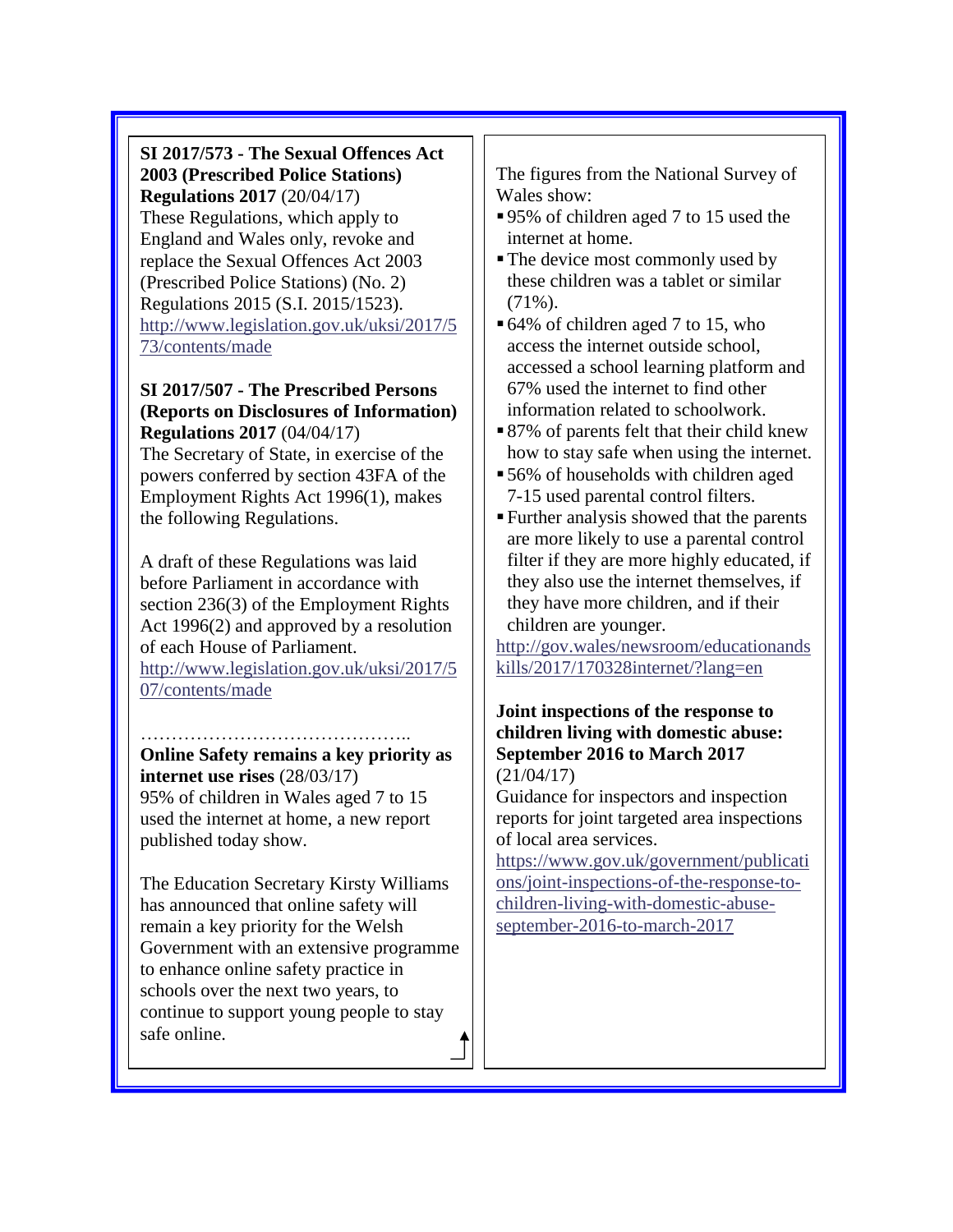**SI 2017/573 - The Sexual Offences Act 2003 (Prescribed Police Stations) Regulations 2017** (20/04/17)
These Regulations, which apply to England and Wales only, revoke and replace the Sexual Offences Act 2003 (Prescribed Police Stations) (No. 2) Regulations 2015 (S.I. 2015/1523).
http://www.legislation.gov.uk/uksi/2017/573/contents/made

**SI 2017/507 - The Prescribed Persons (Reports on Disclosures of Information) Regulations 2017** (04/04/17)
The Secretary of State, in exercise of the powers conferred by section 43FA of the Employment Rights Act 1996(1), makes the following Regulations.

A draft of these Regulations was laid before Parliament in accordance with section 236(3) of the Employment Rights Act 1996(2) and approved by a resolution of each House of Parliament.
http://www.legislation.gov.uk/uksi/2017/507/contents/made

……………………………………..

**Online Safety remains a key priority as internet use rises** (28/03/17)
95% of children in Wales aged 7 to 15 used the internet at home, a new report published today show.

The Education Secretary Kirsty Williams has announced that online safety will remain a key priority for the Welsh Government with an extensive programme to enhance online safety practice in schools over the next two years, to continue to support young people to stay safe online.

The figures from the National Survey of Wales show:

- 95% of children aged 7 to 15 used the internet at home.
- The device most commonly used by these children was a tablet or similar (71%).
- 64% of children aged 7 to 15, who access the internet outside school, accessed a school learning platform and 67% used the internet to find other information related to schoolwork.
- 87% of parents felt that their child knew how to stay safe when using the internet.
- 56% of households with children aged 7-15 used parental control filters.
- Further analysis showed that the parents are more likely to use a parental control filter if they are more highly educated, if they also use the internet themselves, if they have more children, and if their children are younger.

http://gov.wales/newsroom/educationandskills/2017/170328internet/?lang=en

**Joint inspections of the response to children living with domestic abuse: September 2016 to March 2017** (21/04/17)
Guidance for inspectors and inspection reports for joint targeted area inspections of local area services.
https://www.gov.uk/government/publications/joint-inspections-of-the-response-to-children-living-with-domestic-abuse-september-2016-to-march-2017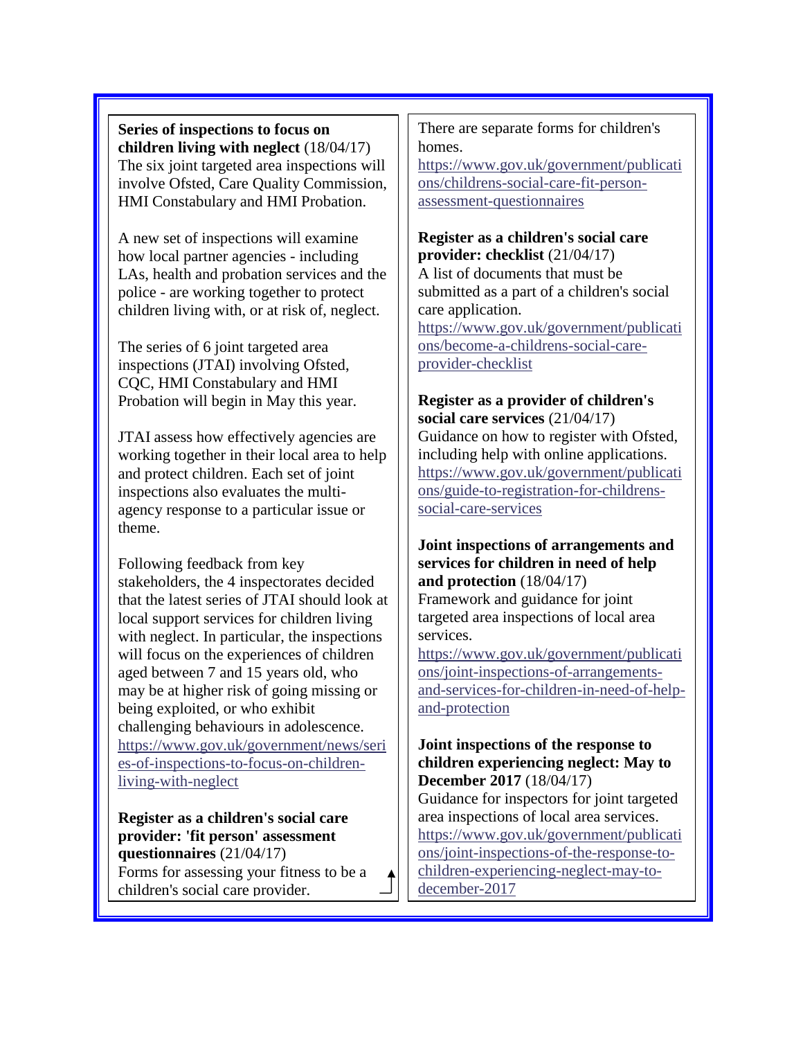**Series of inspections to focus on children living with neglect** (18/04/17)
The six joint targeted area inspections will involve Ofsted, Care Quality Commission, HMI Constabulary and HMI Probation.

A new set of inspections will examine how local partner agencies - including LAs, health and probation services and the police - are working together to protect children living with, or at risk of, neglect.

The series of 6 joint targeted area inspections (JTAI) involving Ofsted, CQC, HMI Constabulary and HMI Probation will begin in May this year.

JTAI assess how effectively agencies are working together in their local area to help and protect children. Each set of joint inspections also evaluates the multi-agency response to a particular issue or theme.

Following feedback from key stakeholders, the 4 inspectorates decided that the latest series of JTAI should look at local support services for children living with neglect. In particular, the inspections will focus on the experiences of children aged between 7 and 15 years old, who may be at higher risk of going missing or being exploited, or who exhibit challenging behaviours in adolescence.
https://www.gov.uk/government/news/series-of-inspections-to-focus-on-children-living-with-neglect

**Register as a children's social care provider: 'fit person' assessment questionnaires** (21/04/17)
Forms for assessing your fitness to be a children's social care provider.

There are separate forms for children's homes.
https://www.gov.uk/government/publications/childrens-social-care-fit-person-assessment-questionnaires

**Register as a children's social care provider: checklist** (21/04/17)
A list of documents that must be submitted as a part of a children's social care application.
https://www.gov.uk/government/publications/become-a-childrens-social-care-provider-checklist

**Register as a provider of children's social care services** (21/04/17)
Guidance on how to register with Ofsted, including help with online applications.
https://www.gov.uk/government/publications/guide-to-registration-for-childrens-social-care-services

**Joint inspections of arrangements and services for children in need of help and protection** (18/04/17)
Framework and guidance for joint targeted area inspections of local area services.
https://www.gov.uk/government/publications/joint-inspections-of-arrangements-and-services-for-children-in-need-of-help-and-protection

**Joint inspections of the response to children experiencing neglect: May to December 2017** (18/04/17)
Guidance for inspectors for joint targeted area inspections of local area services.
https://www.gov.uk/government/publications/joint-inspections-of-the-response-to-children-experiencing-neglect-may-to-december-2017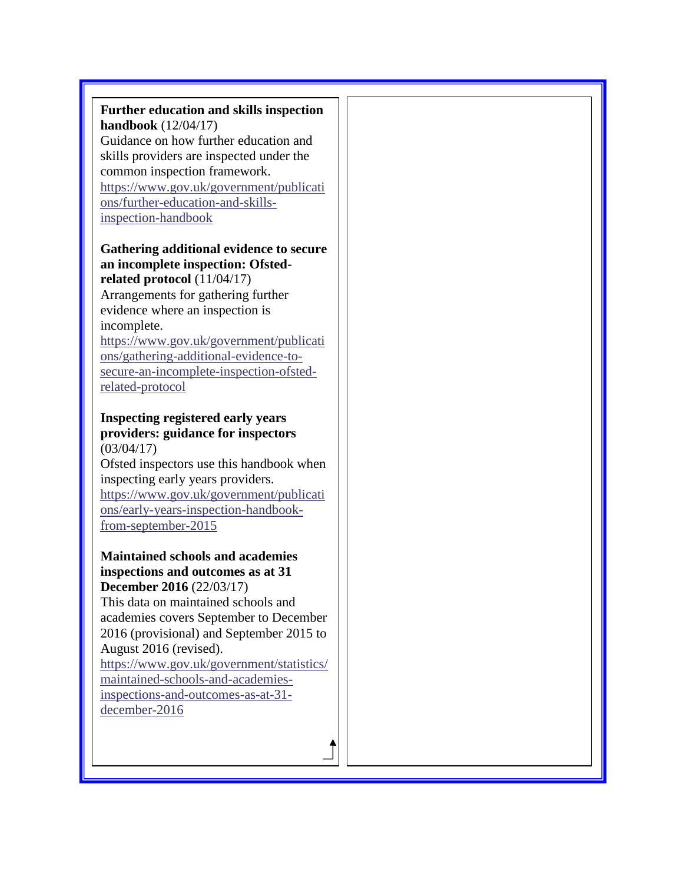**Further education and skills inspection handbook** (12/04/17)
Guidance on how further education and skills providers are inspected under the common inspection framework.
https://www.gov.uk/government/publications/further-education-and-skills-inspection-handbook

**Gathering additional evidence to secure an incomplete inspection: Ofsted-related protocol** (11/04/17)
Arrangements for gathering further evidence where an inspection is incomplete.
https://www.gov.uk/government/publications/gathering-additional-evidence-to-secure-an-incomplete-inspection-ofsted-related-protocol

**Inspecting registered early years providers: guidance for inspectors** (03/04/17)
Ofsted inspectors use this handbook when inspecting early years providers.
https://www.gov.uk/government/publications/early-years-inspection-handbook-from-september-2015

**Maintained schools and academies inspections and outcomes as at 31 December 2016** (22/03/17)
This data on maintained schools and academies covers September to December 2016 (provisional) and September 2015 to August 2016 (revised).
https://www.gov.uk/government/statistics/maintained-schools-and-academies-inspections-and-outcomes-as-at-31-december-2016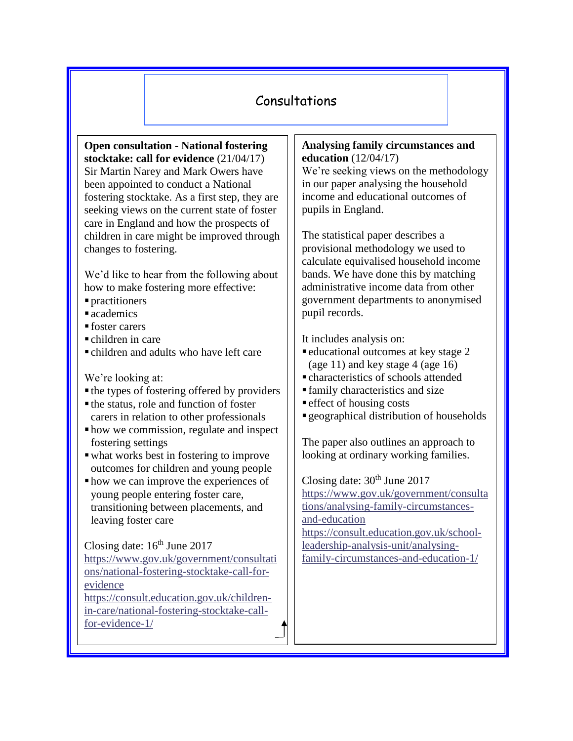# Consultations

**Open consultation - National fostering stocktake: call for evidence** (21/04/17)
Sir Martin Narey and Mark Owers have been appointed to conduct a National fostering stocktake. As a first step, they are seeking views on the current state of foster care in England and how the prospects of children in care might be improved through changes to fostering.

We'd like to hear from the following about how to make fostering more effective:

- practitioners
- academics
- foster carers
- children in care
- children and adults who have left care

We're looking at:

- the types of fostering offered by providers
- the status, role and function of foster carers in relation to other professionals
- how we commission, regulate and inspect fostering settings
- what works best in fostering to improve outcomes for children and young people
- how we can improve the experiences of young people entering foster care, transitioning between placements, and leaving foster care

Closing date: 16th June 2017
https://www.gov.uk/government/consultations/national-fostering-stocktake-call-for-evidence
https://consult.education.gov.uk/children-in-care/national-fostering-stocktake-call-for-evidence-1/

**Analysing family circumstances and education** (12/04/17)
We're seeking views on the methodology in our paper analysing the household income and educational outcomes of pupils in England.

The statistical paper describes a provisional methodology we used to calculate equivalised household income bands. We have done this by matching administrative income data from other government departments to anonymised pupil records.

It includes analysis on:

- educational outcomes at key stage 2 (age 11) and key stage 4 (age 16)
- characteristics of schools attended
- family characteristics and size
- effect of housing costs
- geographical distribution of households

The paper also outlines an approach to looking at ordinary working families.

Closing date: 30th June 2017
https://www.gov.uk/government/consultations/analysing-family-circumstances-and-education
https://consult.education.gov.uk/school-leadership-analysis-unit/analysing-family-circumstances-and-education-1/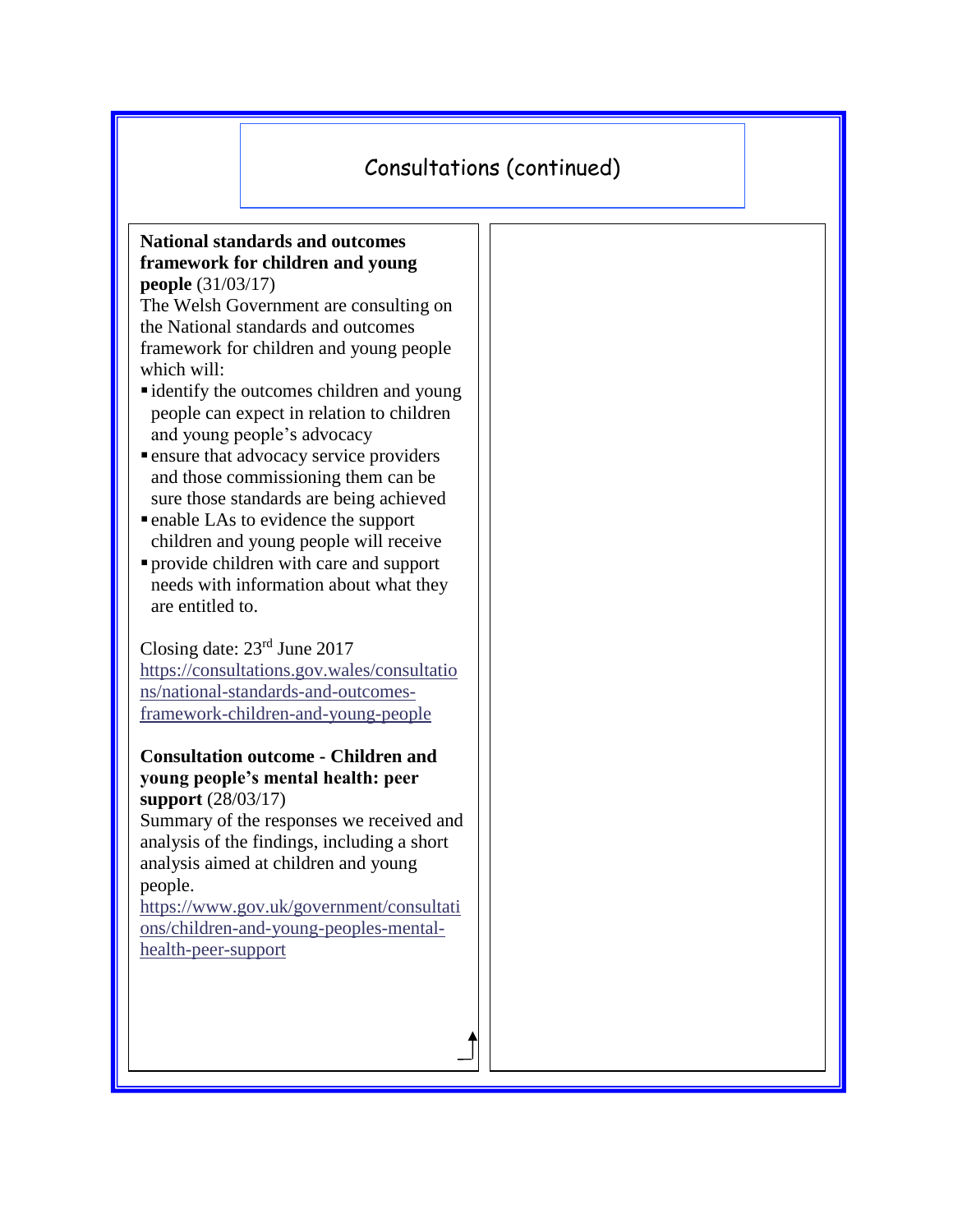# Consultations (continued)

**National standards and outcomes framework for children and young people** (31/03/17)

The Welsh Government are consulting on the National standards and outcomes framework for children and young people which will:

- identify the outcomes children and young people can expect in relation to children and young people's advocacy
- ensure that advocacy service providers and those commissioning them can be sure those standards are being achieved
- enable LAs to evidence the support children and young people will receive
- provide children with care and support needs with information about what they are entitled to.

Closing date: 23rd June 2017
https://consultations.gov.wales/consultations/national-standards-and-outcomes-framework-children-and-young-people

**Consultation outcome - Children and young people's mental health: peer support** (28/03/17)

Summary of the responses we received and analysis of the findings, including a short analysis aimed at children and young people.
https://www.gov.uk/government/consultations/children-and-young-peoples-mental-health-peer-support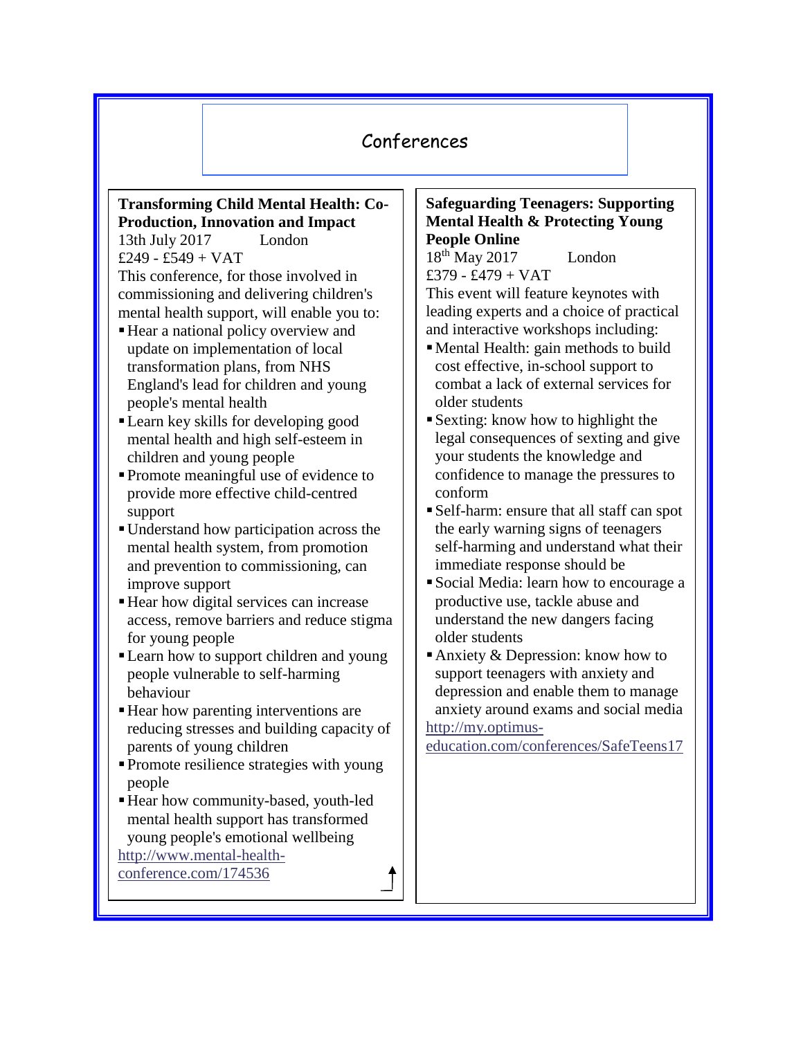# Conferences

**Transforming Child Mental Health: Co-Production, Innovation and Impact**

13th July 2017 London

£249 - £549 + VAT

This conference, for those involved in commissioning and delivering children's mental health support, will enable you to:

- Hear a national policy overview and update on implementation of local transformation plans, from NHS England's lead for children and young people's mental health
- Learn key skills for developing good mental health and high self-esteem in children and young people
- Promote meaningful use of evidence to provide more effective child-centred support
- Understand how participation across the mental health system, from promotion and prevention to commissioning, can improve support
- Hear how digital services can increase access, remove barriers and reduce stigma for young people
- Learn how to support children and young people vulnerable to self-harming behaviour
- Hear how parenting interventions are reducing stresses and building capacity of parents of young children
- Promote resilience strategies with young people
- Hear how community-based, youth-led mental health support has transformed young people's emotional wellbeing

http://www.mental-health-conference.com/174536

**Safeguarding Teenagers: Supporting Mental Health & Protecting Young People Online**

18th May 2017 London

£379 - £479 + VAT

This event will feature keynotes with leading experts and a choice of practical and interactive workshops including:

- Mental Health: gain methods to build cost effective, in-school support to combat a lack of external services for older students
- Sexting: know how to highlight the legal consequences of sexting and give your students the knowledge and confidence to manage the pressures to conform
- Self-harm: ensure that all staff can spot the early warning signs of teenagers self-harming and understand what their immediate response should be
- Social Media: learn how to encourage a productive use, tackle abuse and understand the new dangers facing older students
- Anxiety & Depression: know how to support teenagers with anxiety and depression and enable them to manage anxiety around exams and social media

http://my.optimus-education.com/conferences/SafeTeens17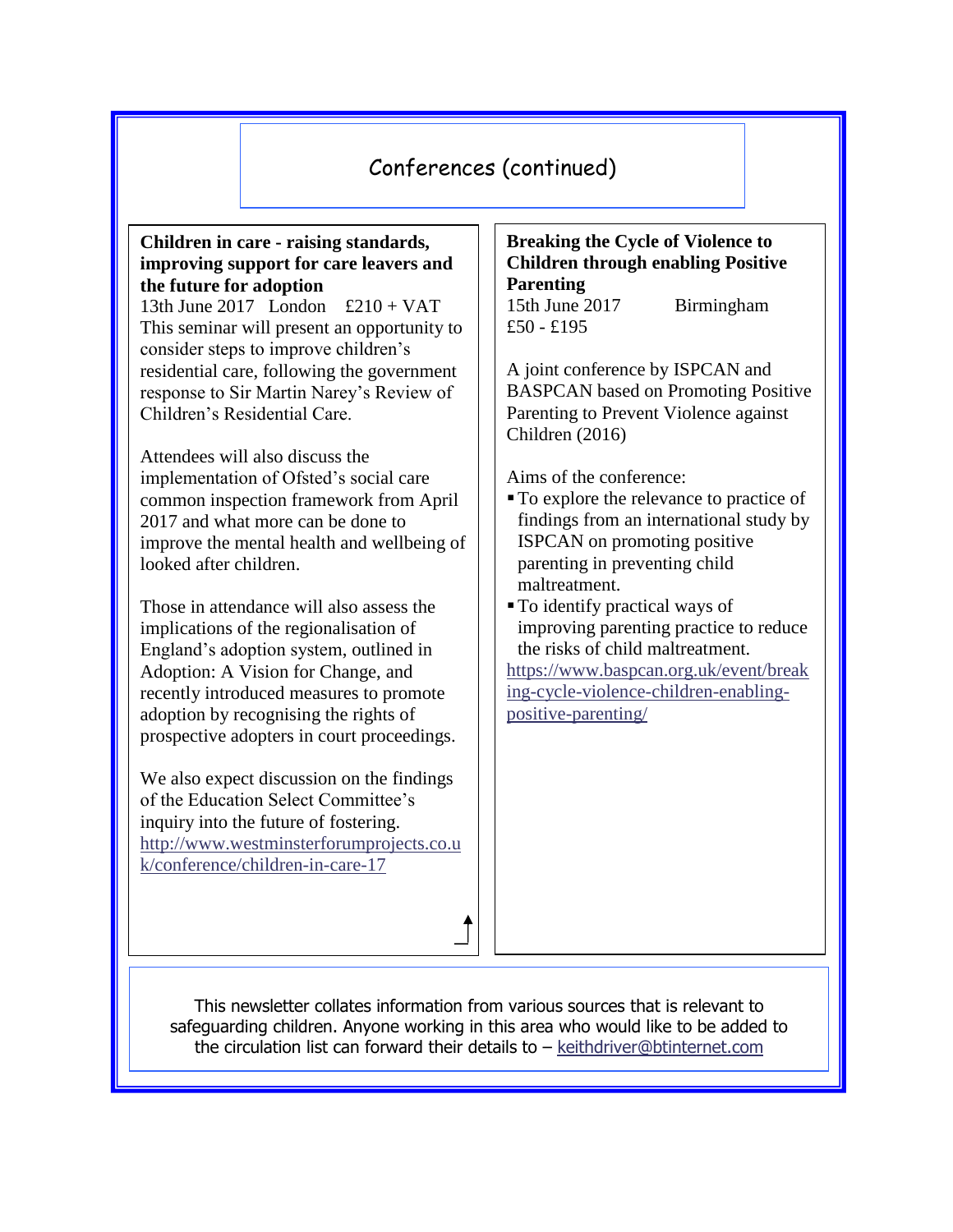# Conferences (continued)

**Children in care - raising standards, improving support for care leavers and the future for adoption**
13th June 2017 London £210 + VAT
This seminar will present an opportunity to consider steps to improve children's residential care, following the government response to Sir Martin Narey's Review of Children's Residential Care.

Attendees will also discuss the implementation of Ofsted's social care common inspection framework from April 2017 and what more can be done to improve the mental health and wellbeing of looked after children.

Those in attendance will also assess the implications of the regionalisation of England's adoption system, outlined in Adoption: A Vision for Change, and recently introduced measures to promote adoption by recognising the rights of prospective adopters in court proceedings.

We also expect discussion on the findings of the Education Select Committee's inquiry into the future of fostering.
http://www.westminsterforumprojects.co.uk/conference/children-in-care-17

**Breaking the Cycle of Violence to Children through enabling Positive Parenting**
15th June 2017 Birmingham
£50 - £195

A joint conference by ISPCAN and BASPCAN based on Promoting Positive Parenting to Prevent Violence against Children (2016)

Aims of the conference:

- To explore the relevance to practice of findings from an international study by ISPCAN on promoting positive parenting in preventing child maltreatment.
- To identify practical ways of improving parenting practice to reduce the risks of child maltreatment.

https://www.baspcan.org.uk/event/breaking-cycle-violence-children-enabling-positive-parenting/

This newsletter collates information from various sources that is relevant to safeguarding children. Anyone working in this area who would like to be added to the circulation list can forward their details to – keithdriver@btinternet.com